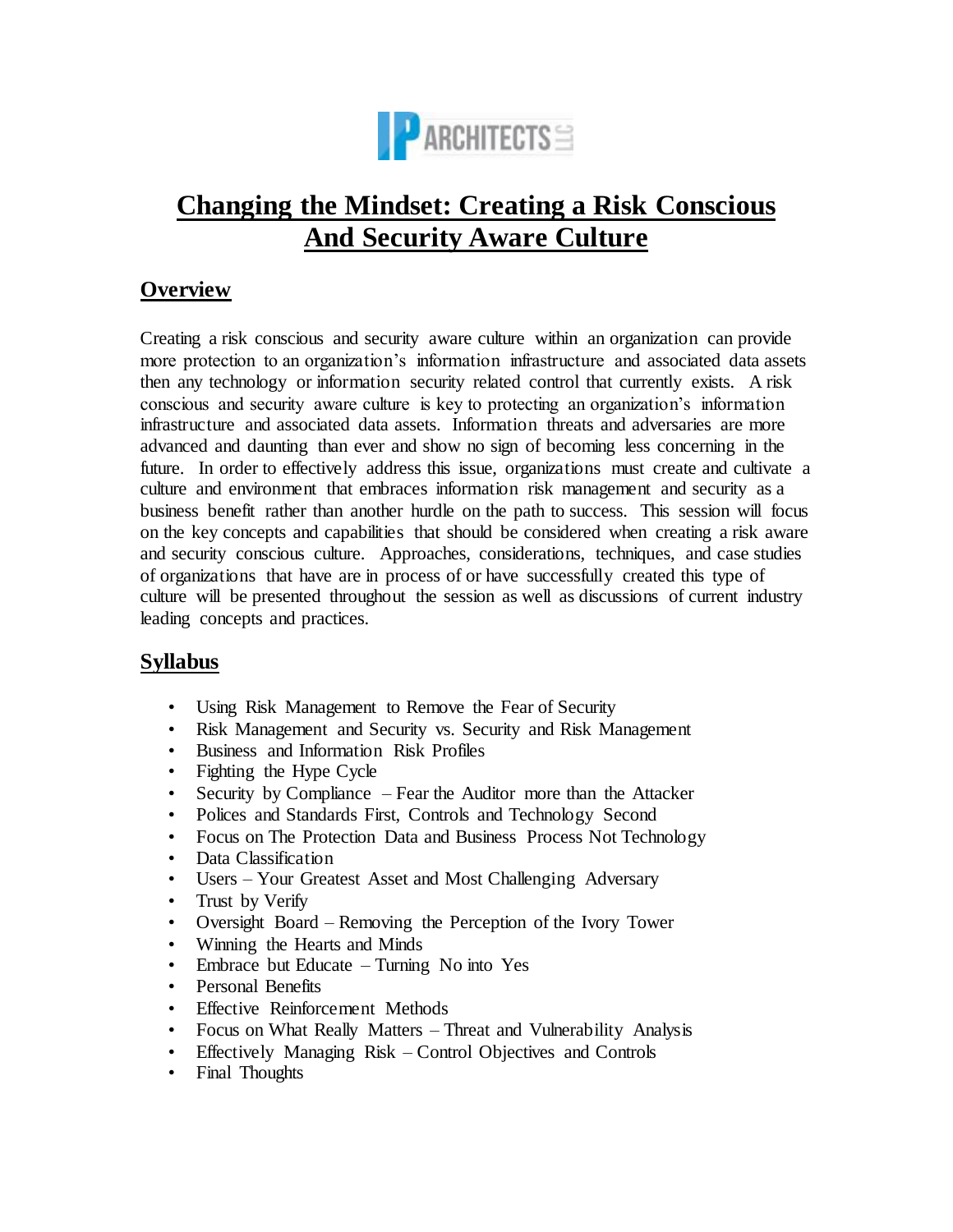# Changing the Mindset: Creating a Risk Conscious And Security Aware Culture

## Overview

Creating a risk conscious and security aware culture within an organization can provide more protection to an organization's information infrastructure and associated data assets then any technology or information security related control that currently exists. A risk conscious and security aware culture is key to protecting an organization's information infrastructure and associated data assets. Information threats and adversaries are more advanced and daunting than ever and show no sign of becoming less concerning in the future. In order to effectively address this issue, organizations must create and cultivate a culture and environment that embraces information risk management and security as a business benefit rather than another hurdle on the path to success. This session will focus on the key concepts and capabilities that should be considered when creating a risk aware and security conscious culture. Approaches, considerations, techniques, and case studies of organizations that have are in process of or have successfully created this type of culture will be presented throughout the session as well as discussions of current industry leading concepts and practices.

## Syllabus

- Using Risk Management to Remove the Fear of Security
- Risk Management and Security vs. Security and Risk Management
- Business and Information Risk Profiles
- Fighting the Hype Cycle
- Security by Compliance – Fear the Auditor more than the Attacker
- Polices and Standards First, Controls and Technology Second
- Focus on The Protection Data and Business Process Not Technology
- Data Classification
- Users – Your Greatest Asset and Most Challenging Adversary
- Trust by Verify
- Oversight Board – Removing the Perception of the Ivory Tower
- Winning the Hearts and Minds
- Embrace but Educate – Turning No into Yes
- Personal Benefits
- Effective Reinforcement Methods
- Focus on What Really Matters – Threat and Vulnerability Analysis
- Effectively Managing Risk – Control Objectives and Controls
- Final Thoughts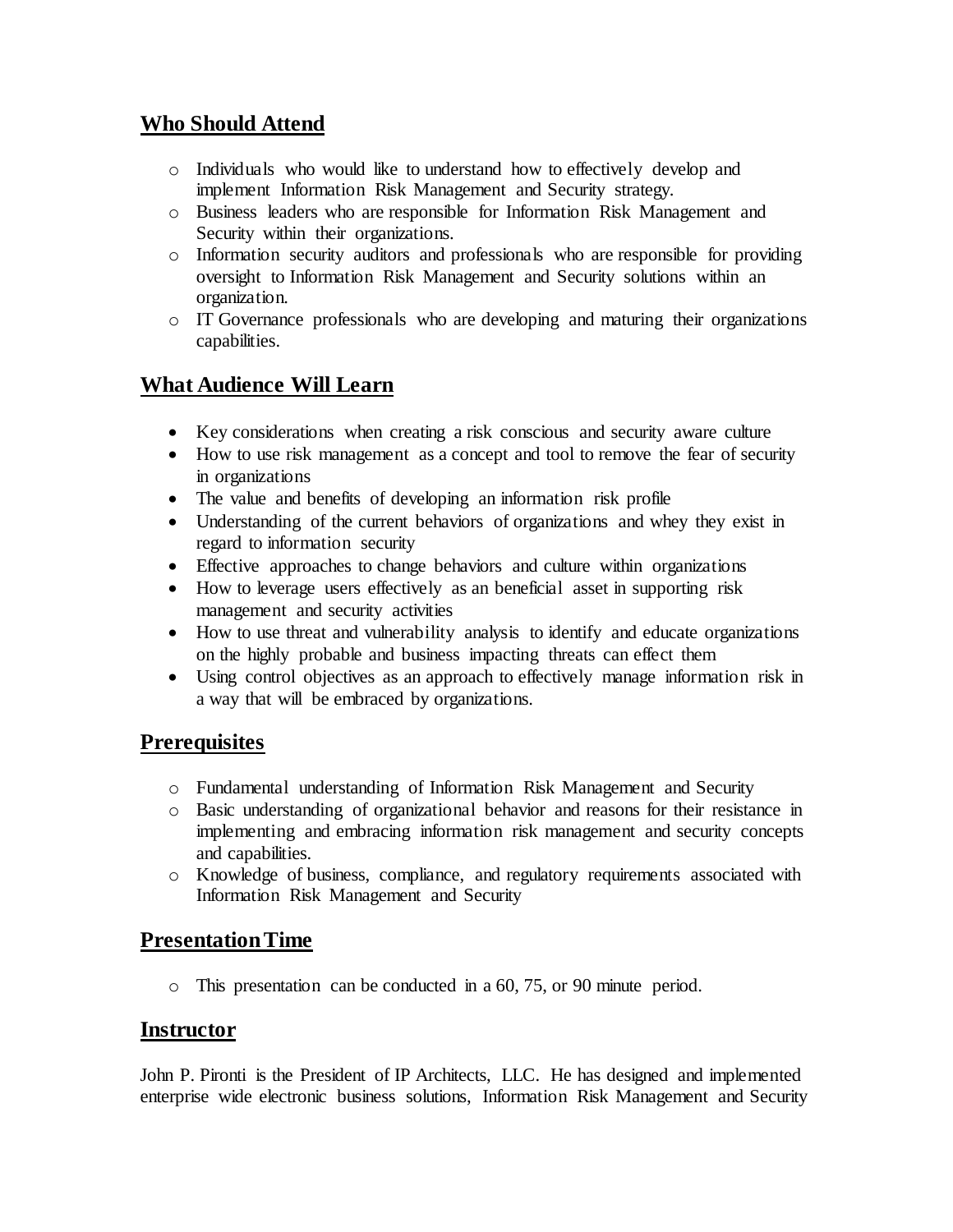## Who Should Attend

- Individuals who would like to understand how to effectively develop and implement Information Risk Management and Security strategy.
- Business leaders who are responsible for Information Risk Management and Security within their organizations.
- Information security auditors and professionals who are responsible for providing oversight to Information Risk Management and Security solutions within an organization.
- IT Governance professionals who are developing and maturing their organizations capabilities.

## What Audience Will Learn

- Key considerations when creating a risk conscious and security aware culture
- How to use risk management as a concept and tool to remove the fear of security in organizations
- The value and benefits of developing an information risk profile
- Understanding of the current behaviors of organizations and whey they exist in regard to information security
- Effective approaches to change behaviors and culture within organizations
- How to leverage users effectively as an beneficial asset in supporting risk management and security activities
- How to use threat and vulnerability analysis to identify and educate organizations on the highly probable and business impacting threats can effect them
- Using control objectives as an approach to effectively manage information risk in a way that will be embraced by organizations.

## Prerequisites

- Fundamental understanding of Information Risk Management and Security
- Basic understanding of organizational behavior and reasons for their resistance in implementing and embracing information risk management and security concepts and capabilities.
- Knowledge of business, compliance, and regulatory requirements associated with Information Risk Management and Security

## Presentation Time

- This presentation can be conducted in a 60, 75, or 90 minute period.

## Instructor

John P. Pironti is the President of IP Architects, LLC. He has designed and implemented enterprise wide electronic business solutions, Information Risk Management and Security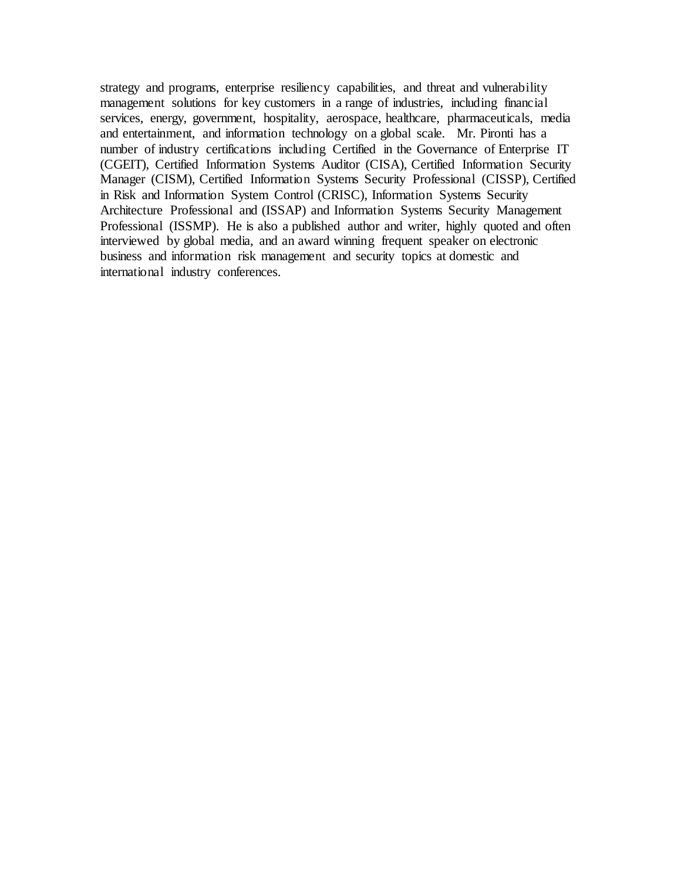strategy and programs, enterprise resiliency capabilities, and threat and vulnerability management solutions for key customers in a range of industries, including financial services, energy, government, hospitality, aerospace, healthcare, pharmaceuticals, media and entertainment, and information technology on a global scale. Mr. Pironti has a number of industry certifications including Certified in the Governance of Enterprise IT (CGEIT), Certified Information Systems Auditor (CISA), Certified Information Security Manager (CISM), Certified Information Systems Security Professional (CISSP), Certified in Risk and Information System Control (CRISC), Information Systems Security Architecture Professional and (ISSAP) and Information Systems Security Management Professional (ISSMP). He is also a published author and writer, highly quoted and often interviewed by global media, and an award winning frequent speaker on electronic business and information risk management and security topics at domestic and international industry conferences.